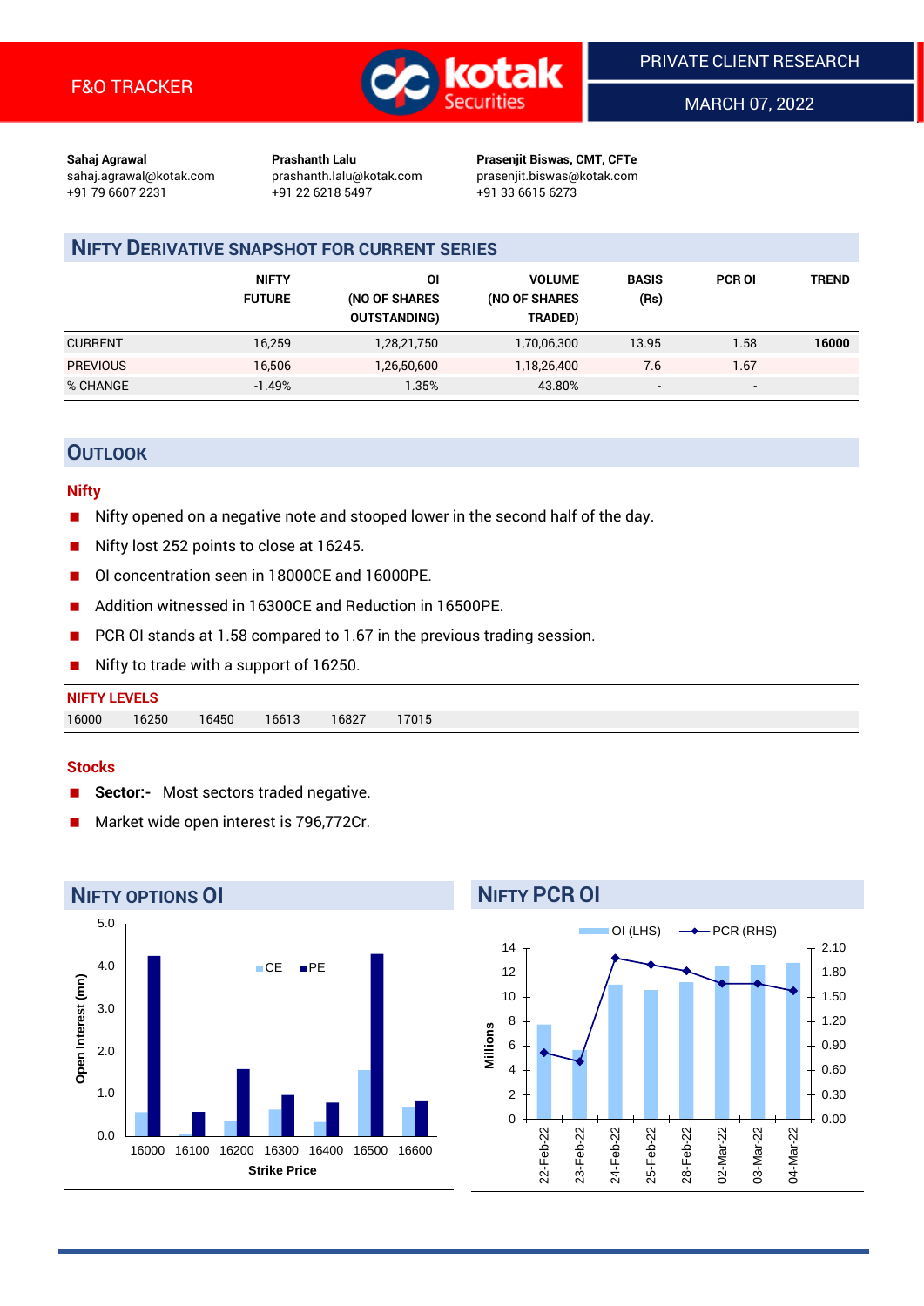F&O TRACKER

PRIVATE CLIENT RESEARCH

MARCH 07, 2022

**Sahaj Agrawal**
sahaj.agrawal@kotak.com
+91 79 6607 2231

**Prashanth Lalu**
prashanth.lalu@kotak.com
+91 22 6218 5497

**Prasenjit Biswas, CMT, CFTe**
prasenjit.biswas@kotak.com
+91 33 6615 6273

## NIFTY DERIVATIVE SNAPSHOT FOR CURRENT SERIES

| | NIFTY FUTURE | OI (NO OF SHARES OUTSTANDING) | VOLUME (NO OF SHARES TRADED) | BASIS (Rs) | PCR OI | TREND |
|---|---|---|---|---|---|---|
| CURRENT | 16,259 | 1,28,21,750 | 1,70,06,300 | 13.95 | 1.58 | **16000** |
| PREVIOUS | 16,506 | 1,26,50,600 | 1,18,26,400 | 7.6 | 1.67 | |
| % CHANGE | -1.49% | 1.35% | 43.80% | - | - | |

## OUTLOOK

### Nifty

- Nifty opened on a negative note and stooped lower in the second half of the day.
- Nifty lost 252 points to close at 16245.
- OI concentration seen in 18000CE and 16000PE.
- Addition witnessed in 16300CE and Reduction in 16500PE.
- PCR OI stands at 1.58 compared to 1.67 in the previous trading session.
- Nifty to trade with a support of 16250.

**NIFTY LEVELS**

| 16000 | 16250 | 16450 | 16613 | 16827 | 17015 |
|---|---|---|---|---|---|

### Stocks

- **Sector:-** Most sectors traded negative.
- Market wide open interest is 796,772Cr.

## NIFTY OPTIONS OI

| Strike Price | CE (mn) | PE (mn) |
|---|---|---|
| 16000 | 0.6 | 4.3 |
| 16100 | 0.1 | 0.6 |
| 16200 | 0.4 | 1.6 |
| 16300 | 0.6 | 1.0 |
| 16400 | 0.3 | 0.8 |
| 16500 | 1.6 | 4.3 |
| 16600 | 0.7 | 0.8 |

## NIFTY PCR OI

| Date | OI (LHS, Millions) | PCR (RHS) |
|---|---|---|
| 22-Feb-22 | 7.7 | 0.54 |
| 23-Feb-22 | 5.6 | 0.47 |
| 24-Feb-22 | 11.0 | 1.92 |
| 25-Feb-22 | 10.5 | 1.87 |
| 28-Feb-22 | 11.2 | 1.80 |
| 02-Mar-22 | 12.5 | 1.67 |
| 03-Mar-22 | 12.6 | 1.67 |
| 04-Mar-22 | 12.8 | 1.58 |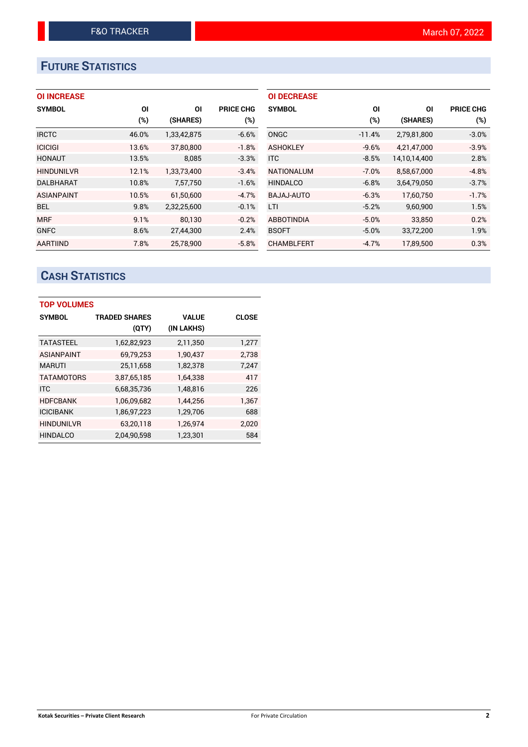# FUTURE STATISTICS

### OI INCREASE

| SYMBOL | OI (%) | OI (SHARES) | PRICE CHG (%) |
|---|---|---|---|
| IRCTC | 46.0% | 1,33,42,875 | -6.6% |
| ICICIGI | 13.6% | 37,80,800 | -1.8% |
| HONAUT | 13.5% | 8,085 | -3.3% |
| HINDUNILVR | 12.1% | 1,33,73,400 | -3.4% |
| DALBHARAT | 10.8% | 7,57,750 | -1.6% |
| ASIANPAINT | 10.5% | 61,50,600 | -4.7% |
| BEL | 9.8% | 2,32,25,600 | -0.1% |
| MRF | 9.1% | 80,130 | -0.2% |
| GNFC | 8.6% | 27,44,300 | 2.4% |
| AARTIIND | 7.8% | 25,78,900 | -5.8% |

### OI DECREASE

| SYMBOL | OI (%) | OI (SHARES) | PRICE CHG (%) |
|---|---|---|---|
| ONGC | -11.4% | 2,79,81,800 | -3.0% |
| ASHOKLEY | -9.6% | 4,21,47,000 | -3.9% |
| ITC | -8.5% | 14,10,14,400 | 2.8% |
| NATIONALUM | -7.0% | 8,58,67,000 | -4.8% |
| HINDALCO | -6.8% | 3,64,79,050 | -3.7% |
| BAJAJ-AUTO | -6.3% | 17,60,750 | -1.7% |
| LTI | -5.2% | 9,60,900 | 1.5% |
| ABBOTINDIA | -5.0% | 33,850 | 0.2% |
| BSOFT | -5.0% | 33,72,200 | 1.9% |
| CHAMBLFERT | -4.7% | 17,89,500 | 0.3% |

# CASH STATISTICS

### TOP VOLUMES

| SYMBOL | TRADED SHARES (QTY) | VALUE (IN LAKHS) | CLOSE |
|---|---|---|---|
| TATASTEEL | 1,62,82,923 | 2,11,350 | 1,277 |
| ASIANPAINT | 69,79,253 | 1,90,437 | 2,738 |
| MARUTI | 25,11,658 | 1,82,378 | 7,247 |
| TATAMOTORS | 3,87,65,185 | 1,64,338 | 417 |
| ITC | 6,68,35,736 | 1,48,816 | 226 |
| HDFCBANK | 1,06,09,682 | 1,44,256 | 1,367 |
| ICICIBANK | 1,86,97,223 | 1,29,706 | 688 |
| HINDUNILVR | 63,20,118 | 1,26,974 | 2,020 |
| HINDALCO | 2,04,90,598 | 1,23,301 | 584 |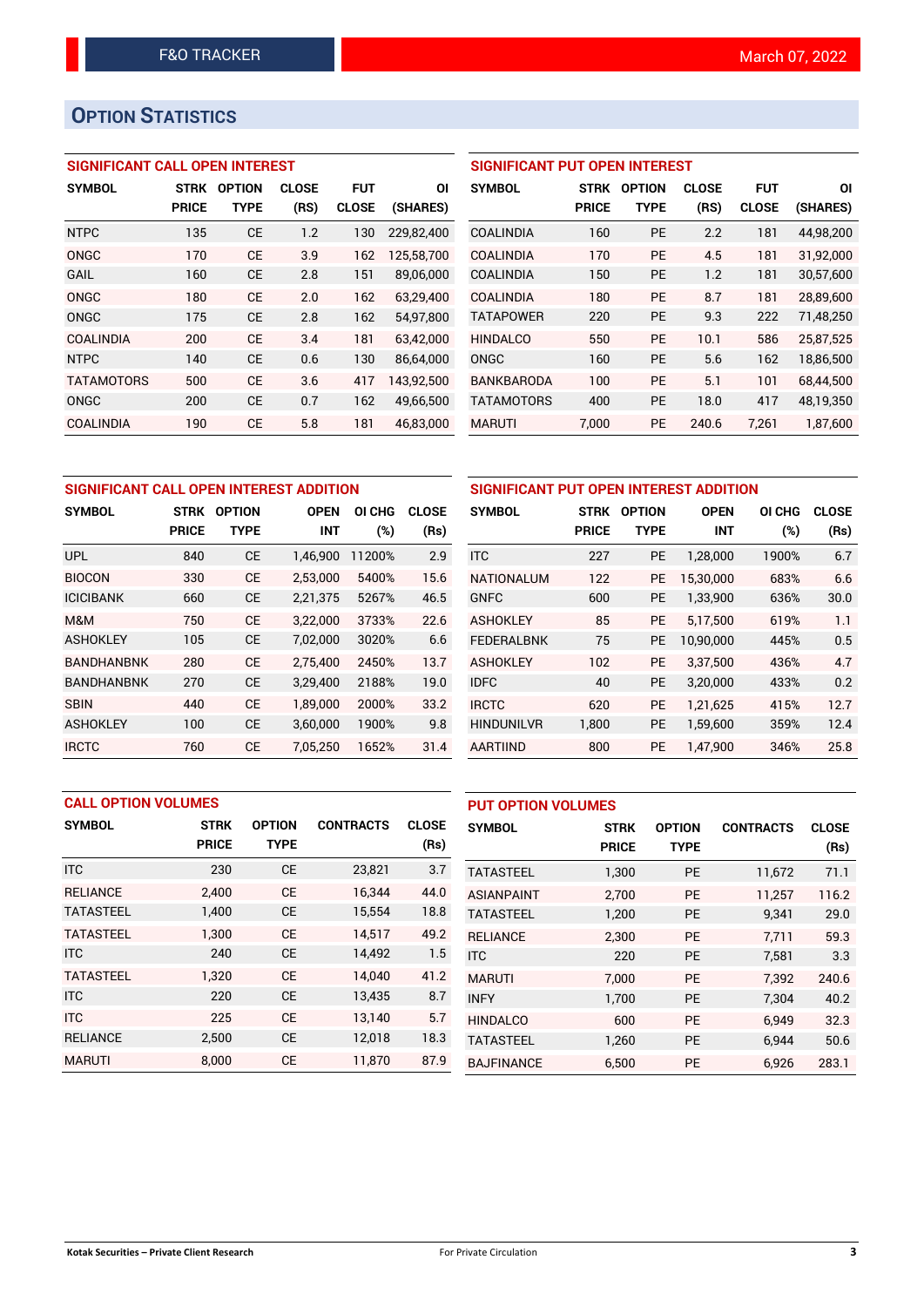F&O TRACKER

March 07, 2022

## OPTION STATISTICS

### SIGNIFICANT CALL OPEN INTEREST

| SYMBOL | STRK PRICE | OPTION TYPE | CLOSE (RS) | FUT CLOSE | OI (SHARES) |
|---|---|---|---|---|---|
| NTPC | 135 | CE | 1.2 | 130 | 229,82,400 |
| ONGC | 170 | CE | 3.9 | 162 | 125,58,700 |
| GAIL | 160 | CE | 2.8 | 151 | 89,06,000 |
| ONGC | 180 | CE | 2.0 | 162 | 63,29,400 |
| ONGC | 175 | CE | 2.8 | 162 | 54,97,800 |
| COALINDIA | 200 | CE | 3.4 | 181 | 63,42,000 |
| NTPC | 140 | CE | 0.6 | 130 | 86,64,000 |
| TATAMOTORS | 500 | CE | 3.6 | 417 | 143,92,500 |
| ONGC | 200 | CE | 0.7 | 162 | 49,66,500 |
| COALINDIA | 190 | CE | 5.8 | 181 | 46,83,000 |

### SIGNIFICANT PUT OPEN INTEREST

| SYMBOL | STRK PRICE | OPTION TYPE | CLOSE (RS) | FUT CLOSE | OI (SHARES) |
|---|---|---|---|---|---|
| COALINDIA | 160 | PE | 2.2 | 181 | 44,98,200 |
| COALINDIA | 170 | PE | 4.5 | 181 | 31,92,000 |
| COALINDIA | 150 | PE | 1.2 | 181 | 30,57,600 |
| COALINDIA | 180 | PE | 8.7 | 181 | 28,89,600 |
| TATAPOWER | 220 | PE | 9.3 | 222 | 71,48,250 |
| HINDALCO | 550 | PE | 10.1 | 586 | 25,87,525 |
| ONGC | 160 | PE | 5.6 | 162 | 18,86,500 |
| BANKBARODA | 100 | PE | 5.1 | 101 | 68,44,500 |
| TATAMOTORS | 400 | PE | 18.0 | 417 | 48,19,350 |
| MARUTI | 7,000 | PE | 240.6 | 7,261 | 1,87,600 |

### SIGNIFICANT CALL OPEN INTEREST ADDITION

| SYMBOL | STRK PRICE | OPTION TYPE | OPEN INT | OI CHG (%) | CLOSE (Rs) |
|---|---|---|---|---|---|
| UPL | 840 | CE | 1,46,900 | 11200% | 2.9 |
| BIOCON | 330 | CE | 2,53,000 | 5400% | 15.6 |
| ICICIBANK | 660 | CE | 2,21,375 | 5267% | 46.5 |
| M&M | 750 | CE | 3,22,000 | 3733% | 22.6 |
| ASHOKLEY | 105 | CE | 7,02,000 | 3020% | 6.6 |
| BANDHANBNK | 280 | CE | 2,75,400 | 2450% | 13.7 |
| BANDHANBNK | 270 | CE | 3,29,400 | 2188% | 19.0 |
| SBIN | 440 | CE | 1,89,000 | 2000% | 33.2 |
| ASHOKLEY | 100 | CE | 3,60,000 | 1900% | 9.8 |
| IRCTC | 760 | CE | 7,05,250 | 1652% | 31.4 |

### SIGNIFICANT PUT OPEN INTEREST ADDITION

| SYMBOL | STRK PRICE | OPTION TYPE | OPEN INT | OI CHG (%) | CLOSE (Rs) |
|---|---|---|---|---|---|
| ITC | 227 | PE | 1,28,000 | 1900% | 6.7 |
| NATIONALUM | 122 | PE | 15,30,000 | 683% | 6.6 |
| GNFC | 600 | PE | 1,33,900 | 636% | 30.0 |
| ASHOKLEY | 85 | PE | 5,17,500 | 619% | 1.1 |
| FEDERALBNK | 75 | PE | 10,90,000 | 445% | 0.5 |
| ASHOKLEY | 102 | PE | 3,37,500 | 436% | 4.7 |
| IDFC | 40 | PE | 3,20,000 | 433% | 0.2 |
| IRCTC | 620 | PE | 1,21,625 | 415% | 12.7 |
| HINDUNILVR | 1,800 | PE | 1,59,600 | 359% | 12.4 |
| AARTIIND | 800 | PE | 1,47,900 | 346% | 25.8 |

### CALL OPTION VOLUMES

| SYMBOL | STRK PRICE | OPTION TYPE | CONTRACTS | CLOSE (Rs) |
|---|---|---|---|---|
| ITC | 230 | CE | 23,821 | 3.7 |
| RELIANCE | 2,400 | CE | 16,344 | 44.0 |
| TATASTEEL | 1,400 | CE | 15,554 | 18.8 |
| TATASTEEL | 1,300 | CE | 14,517 | 49.2 |
| ITC | 240 | CE | 14,492 | 1.5 |
| TATASTEEL | 1,320 | CE | 14,040 | 41.2 |
| ITC | 220 | CE | 13,435 | 8.7 |
| ITC | 225 | CE | 13,140 | 5.7 |
| RELIANCE | 2,500 | CE | 12,018 | 18.3 |
| MARUTI | 8,000 | CE | 11,870 | 87.9 |

### PUT OPTION VOLUMES

| SYMBOL | STRK PRICE | OPTION TYPE | CONTRACTS | CLOSE (Rs) |
|---|---|---|---|---|
| TATASTEEL | 1,300 | PE | 11,672 | 71.1 |
| ASIANPAINT | 2,700 | PE | 11,257 | 116.2 |
| TATASTEEL | 1,200 | PE | 9,341 | 29.0 |
| RELIANCE | 2,300 | PE | 7,711 | 59.3 |
| ITC | 220 | PE | 7,581 | 3.3 |
| MARUTI | 7,000 | PE | 7,392 | 240.6 |
| INFY | 1,700 | PE | 7,304 | 40.2 |
| HINDALCO | 600 | PE | 6,949 | 32.3 |
| TATASTEEL | 1,260 | PE | 6,944 | 50.6 |
| BAJFINANCE | 6,500 | PE | 6,926 | 283.1 |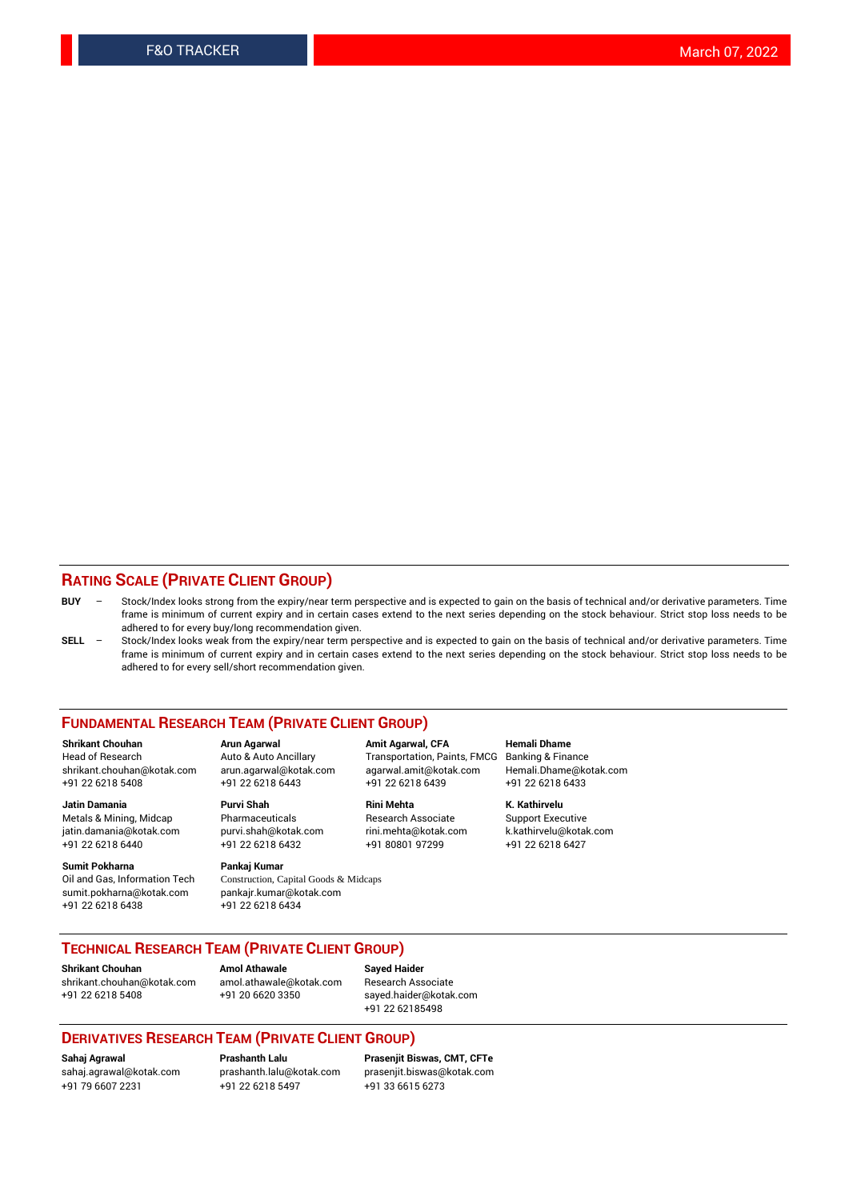## RATING SCALE (PRIVATE CLIENT GROUP)

**BUY** – Stock/Index looks strong from the expiry/near term perspective and is expected to gain on the basis of technical and/or derivative parameters. Time frame is minimum of current expiry and in certain cases extend to the next series depending on the stock behaviour. Strict stop loss needs to be adhered to for every buy/long recommendation given.

**SELL** – Stock/Index looks weak from the expiry/near term perspective and is expected to gain on the basis of technical and/or derivative parameters. Time frame is minimum of current expiry and in certain cases extend to the next series depending on the stock behaviour. Strict stop loss needs to be adhered to for every sell/short recommendation given.

## FUNDAMENTAL RESEARCH TEAM (PRIVATE CLIENT GROUP)

**Shrikant Chouhan**
Head of Research
shrikant.chouhan@kotak.com
+91 22 6218 5408

**Arun Agarwal**
Auto & Auto Ancillary
arun.agarwal@kotak.com
+91 22 6218 6443

**Amit Agarwal, CFA**
Transportation, Paints, FMCG
agarwal.amit@kotak.com
+91 22 6218 6439

**Hemali Dhame**
Banking & Finance
Hemali.Dhame@kotak.com
+91 22 6218 6433

**Jatin Damania**
Metals & Mining, Midcap
jatin.damania@kotak.com
+91 22 6218 6440

**Purvi Shah**
Pharmaceuticals
purvi.shah@kotak.com
+91 22 6218 6432

**Rini Mehta**
Research Associate
rini.mehta@kotak.com
+91 80801 97299

**K. Kathirvelu**
Support Executive
k.kathirvelu@kotak.com
+91 22 6218 6427

**Sumit Pokharna**
Oil and Gas, Information Tech
sumit.pokharna@kotak.com
+91 22 6218 6438

**Pankaj Kumar**
Construction, Capital Goods & Midcaps
pankajr.kumar@kotak.com
+91 22 6218 6434

## TECHNICAL RESEARCH TEAM (PRIVATE CLIENT GROUP)

**Shrikant Chouhan**
shrikant.chouhan@kotak.com
+91 22 6218 5408

**Amol Athawale**
amol.athawale@kotak.com
+91 20 6620 3350

**Sayed Haider**
Research Associate
sayed.haider@kotak.com
+91 22 62185498

## DERIVATIVES RESEARCH TEAM (PRIVATE CLIENT GROUP)

**Sahaj Agrawal**
sahaj.agrawal@kotak.com
+91 79 6607 2231

**Prashanth Lalu**
prashanth.lalu@kotak.com
+91 22 6218 5497

**Prasenjit Biswas, CMT, CFTe**
prasenjit.biswas@kotak.com
+91 33 6615 6273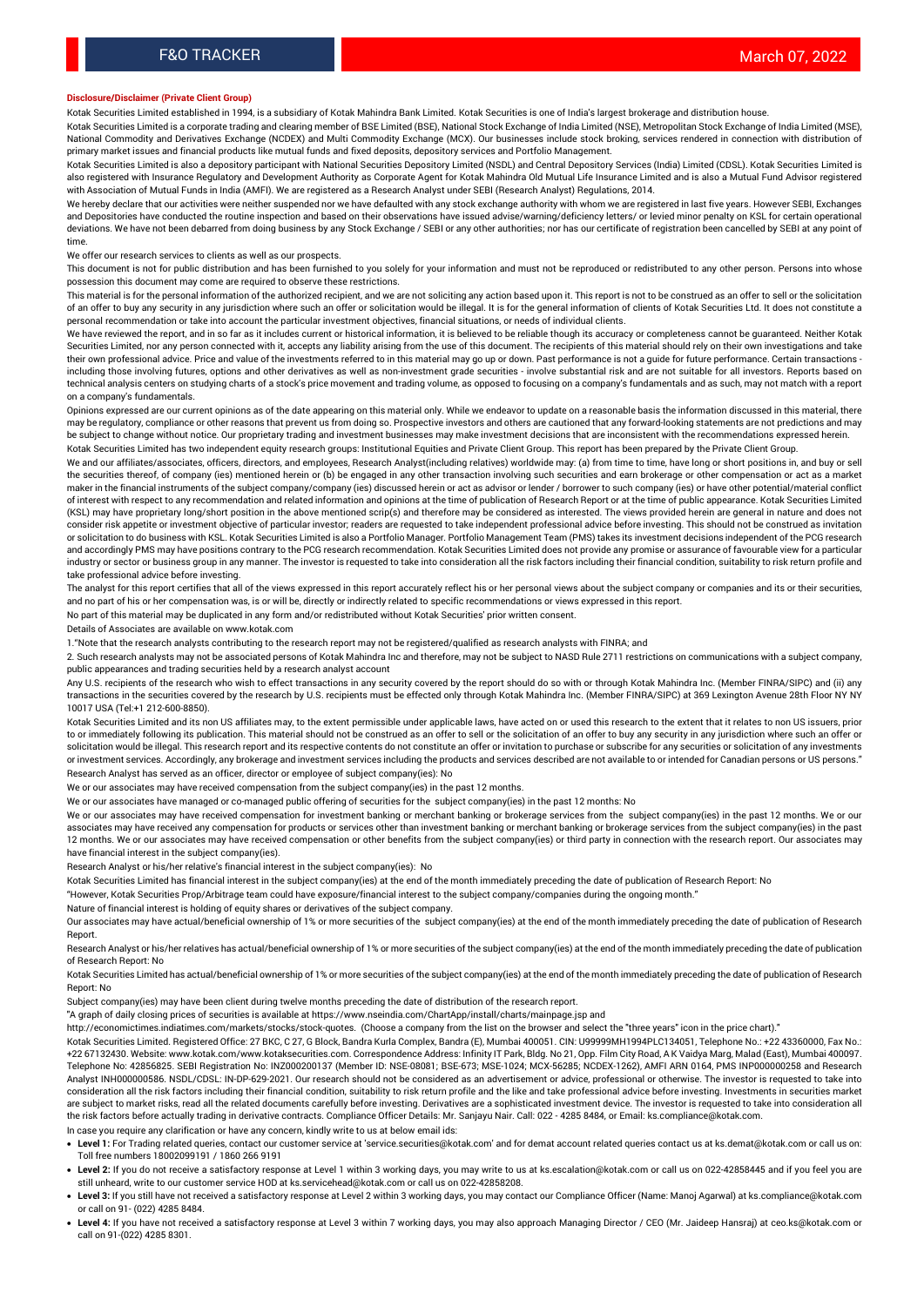**Disclosure/Disclaimer (Private Client Group)**

Kotak Securities Limited established in 1994, is a subsidiary of Kotak Mahindra Bank Limited. Kotak Securities is one of India's largest brokerage and distribution house.

Kotak Securities Limited is a corporate trading and clearing member of BSE Limited (BSE), National Stock Exchange of India Limited (NSE), Metropolitan Stock Exchange of India Limited (MSE), National Commodity and Derivatives Exchange (NCDEX) and Multi Commodity Exchange (MCX). Our businesses include stock broking, services rendered in connection with distribution of primary market issues and financial products like mutual funds and fixed deposits, depository services and Portfolio Management.

Kotak Securities Limited is also a depository participant with National Securities Depository Limited (NSDL) and Central Depository Services (India) Limited (CDSL). Kotak Securities Limited is also registered with Insurance Regulatory and Development Authority as Corporate Agent for Kotak Mahindra Old Mutual Life Insurance Limited and is also a Mutual Fund Advisor registered with Association of Mutual Funds in India (AMFI). We are registered as a Research Analyst under SEBI (Research Analyst) Regulations, 2014.

We hereby declare that our activities were neither suspended nor we have defaulted with any stock exchange authority with whom we are registered in last five years. However SEBI, Exchanges and Depositories have conducted the routine inspection and based on their observations have issued advise/warning/deficiency letters/ or levied minor penalty on KSL for certain operational deviations. We have not been debarred from doing business by any Stock Exchange / SEBI or any other authorities; nor has our certificate of registration been cancelled by SEBI at any point of time.

We offer our research services to clients as well as our prospects.

This document is not for public distribution and has been furnished to you solely for your information and must not be reproduced or redistributed to any other person. Persons into whose possession this document may come are required to observe these restrictions.

This material is for the personal information of the authorized recipient, and we are not soliciting any action based upon it. This report is not to be construed as an offer to sell or the solicitation of an offer to buy any security in any jurisdiction where such an offer or solicitation would be illegal. It is for the general information of clients of Kotak Securities Ltd. It does not constitute a personal recommendation or take into account the particular investment objectives, financial situations, or needs of individual clients.

We have reviewed the report, and in so far as it includes current or historical information, it is believed to be reliable though its accuracy or completeness cannot be guaranteed. Neither Kotak Securities Limited, nor any person connected with it, accepts any liability arising from the use of this document. The recipients of this material should rely on their own investigations and take their own professional advice. Price and value of the investments referred to in this material may go up or down. Past performance is not a guide for future performance. Certain transactions - including those involving futures, options and other derivatives as well as non-investment grade securities - involve substantial risk and are not suitable for all investors. Reports based on technical analysis centers on studying charts of a stock's price movement and trading volume, as opposed to focusing on a company's fundamentals and as such, may not match with a report on a company's fundamentals.

Opinions expressed are our current opinions as of the date appearing on this material only. While we endeavor to update on a reasonable basis the information discussed in this material, there may be regulatory, compliance or other reasons that prevent us from doing so. Prospective investors and others are cautioned that any forward-looking statements are not predictions and may be subject to change without notice. Our proprietary trading and investment businesses may make investment decisions that are inconsistent with the recommendations expressed herein.

Kotak Securities Limited has two independent equity research groups: Institutional Equities and Private Client Group. This report has been prepared by the Private Client Group.

We and our affiliates/associates, officers, directors, and employees, Research Analyst(including relatives) worldwide may: (a) from time to time, have long or short positions in, and buy or sell the securities thereof, of company (ies) mentioned herein or (b) be engaged in any other transaction involving such securities and earn brokerage or other compensation or act as a market maker in the financial instruments of the subject company/company (ies) discussed herein or act as advisor or lender / borrower to such company (ies) or have other potential/material conflict of interest with respect to any recommendation and related information and opinions at the time of publication of Research Report or at the time of public appearance. Kotak Securities Limited (KSL) may have proprietary long/short position in the above mentioned scrip(s) and therefore may be considered as interested. The views provided herein are general in nature and does not consider risk appetite or investment objective of particular investor; readers are requested to take independent professional advice before investing. This should not be construed as invitation or solicitation to do business with KSL. Kotak Securities Limited is also a Portfolio Manager. Portfolio Management Team (PMS) takes its investment decisions independent of the PCG research and accordingly PMS may have positions contrary to the PCG research recommendation. Kotak Securities Limited does not provide any promise or assurance of favourable view for a particular industry or sector or business group in any manner. The investor is requested to take into consideration all the risk factors including their financial condition, suitability to risk return profile and take professional advice before investing.

The analyst for this report certifies that all of the views expressed in this report accurately reflect his or her personal views about the subject company or companies and its or their securities, and no part of his or her compensation was, is or will be, directly or indirectly related to specific recommendations or views expressed in this report.

No part of this material may be duplicated in any form and/or redistributed without Kotak Securities' prior written consent.

Details of Associates are available on www.kotak.com

1."Note that the research analysts contributing to the research report may not be registered/qualified as research analysts with FINRA; and

2. Such research analysts may not be associated persons of Kotak Mahindra Inc and therefore, may not be subject to NASD Rule 2711 restrictions on communications with a subject company, public appearances and trading securities held by a research analyst account

Any U.S. recipients of the research who wish to effect transactions in any security covered by the report should do so with or through Kotak Mahindra Inc. (Member FINRA/SIPC) and (ii) any transactions in the securities covered by the research by U.S. recipients must be effected only through Kotak Mahindra Inc. (Member FINRA/SIPC) at 369 Lexington Avenue 28th Floor NY NY 10017 USA (Tel:+1 212-600-8850).

Kotak Securities Limited and its non US affiliates may, to the extent permissible under applicable laws, have acted on or used this research to the extent that it relates to non US issuers, prior to or immediately following its publication. This material should not be construed as an offer to sell or the solicitation of an offer to buy any security in any jurisdiction where such an offer or solicitation would be illegal. This research report and its respective contents do not constitute an offer or invitation to purchase or subscribe for any securities or solicitation of any investments or investment services. Accordingly, any brokerage and investment services including the products and services described are not available to or intended for Canadian persons or US persons."

Research Analyst has served as an officer, director or employee of subject company(ies): No

We or our associates may have received compensation from the subject company(ies) in the past 12 months.

We or our associates have managed or co-managed public offering of securities for the subject company(ies) in the past 12 months: No

We or our associates may have received compensation for investment banking or merchant banking or brokerage services from the subject company(ies) in the past 12 months. We or our associates may have received any compensation for products or services other than investment banking or merchant banking or brokerage services from the subject company(ies) in the past 12 months. We or our associates may have received compensation or other benefits from the subject company(ies) or third party in connection with the research report. Our associates may have financial interest in the subject company(ies).

Research Analyst or his/her relative's financial interest in the subject company(ies): No

Kotak Securities Limited has financial interest in the subject company(ies) at the end of the month immediately preceding the date of publication of Research Report: No

"However, Kotak Securities Prop/Arbitrage team could have exposure/financial interest to the subject company/companies during the ongoing month."

Nature of financial interest is holding of equity shares or derivatives of the subject company.

Our associates may have actual/beneficial ownership of 1% or more securities of the subject company(ies) at the end of the month immediately preceding the date of publication of Research Report.

Research Analyst or his/her relatives has actual/beneficial ownership of 1% or more securities of the subject company(ies) at the end of the month immediately preceding the date of publication of Research Report: No

Kotak Securities Limited has actual/beneficial ownership of 1% or more securities of the subject company(ies) at the end of the month immediately preceding the date of publication of Research Report: No

Subject company(ies) may have been client during twelve months preceding the date of distribution of the research report.

"A graph of daily closing prices of securities is available at https://www.nseindia.com/ChartApp/install/charts/mainpage.jsp and

http://economictimes.indiatimes.com/markets/stocks/stock-quotes. (Choose a company from the list on the browser and select the "three years" icon in the price chart)."

Kotak Securities Limited. Registered Office: 27 BKC, C 27, G Block, Bandra Kurla Complex, Bandra (E), Mumbai 400051. CIN: U99999MH1994PLC134051, Telephone No.: +22 43360000, Fax No.: +22 67132430. Website: www.kotak.com/www.kotaksecurities.com. Correspondence Address: Infinity IT Park, Bldg. No 21, Opp. Film City Road, A K Vaidya Marg, Malad (East), Mumbai 400097. Telephone No: 42856825. SEBI Registration No: INZ000200137 (Member ID: NSE-08081; BSE-673; MSE-1024; MCX-56285; NCDEX-1262), AMFI ARN 0164, PMS INP000000258 and Research Analyst INH000000586. NSDL/CDSL: IN-DP-629-2021. Our research should not be considered as an advertisement or advice, professional or otherwise. The investor is requested to take into consideration all the risk factors including their financial condition, suitability to risk return profile and the like and take professional advice before investing. Investments in securities market are subject to market risks, read all the related documents carefully before investing. Derivatives are a sophisticated investment device. The investor is requested to take into consideration all the risk factors before actually trading in derivative contracts. Compliance Officer Details: Mr. Sanjayu Nair. Call: 022 - 4285 8484, or Email: ks.compliance@kotak.com.

In case you require any clarification or have any concern, kindly write to us at below email ids:

- **Level 1:** For Trading related queries, contact our customer service at 'service.securities@kotak.com' and for demat account related queries contact us at ks.demat@kotak.com or call us on: Toll free numbers 18002099191 / 1860 266 9191
- **Level 2:** If you do not receive a satisfactory response at Level 1 within 3 working days, you may write to us at ks.escalation@kotak.com or call us on 022-42858445 and if you feel you are still unheard, write to our customer service HOD at ks.servicehead@kotak.com or call us on 022-42858208.
- **Level 3:** If you still have not received a satisfactory response at Level 2 within 3 working days, you may contact our Compliance Officer (Name: Manoj Agarwal) at ks.compliance@kotak.com or call on 91- (022) 4285 8484.
- **Level 4:** If you have not received a satisfactory response at Level 3 within 7 working days, you may also approach Managing Director / CEO (Mr. Jaideep Hansraj) at ceo.ks@kotak.com or call on 91-(022) 4285 8301.